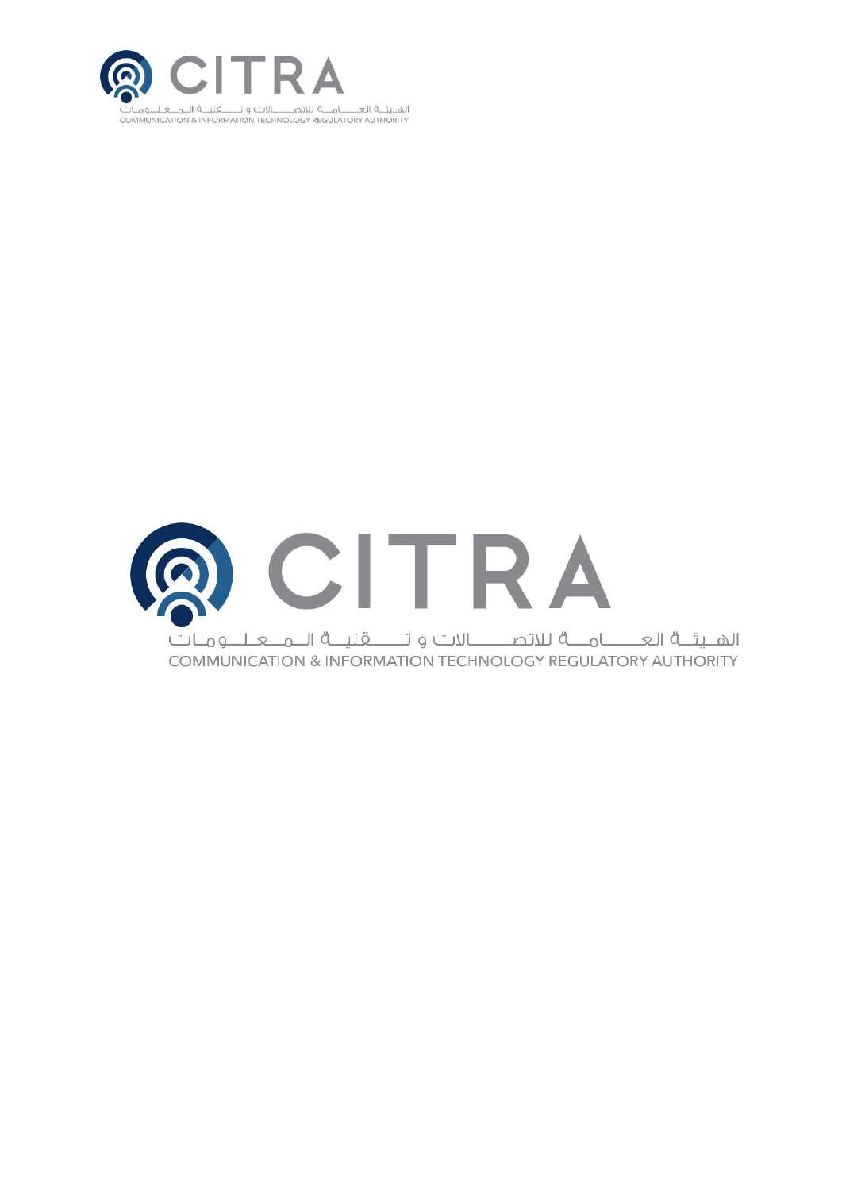CITRA

الهيئة العامة للاتصالات و تقنية المعلومات

COMMUNICATION & INFORMATION TECHNOLOGY REGULATORY AUTHORITY

# CITRA

الهيئة العامة للاتصالات و تقنية المعلومات

COMMUNICATION & INFORMATION TECHNOLOGY REGULATORY AUTHORITY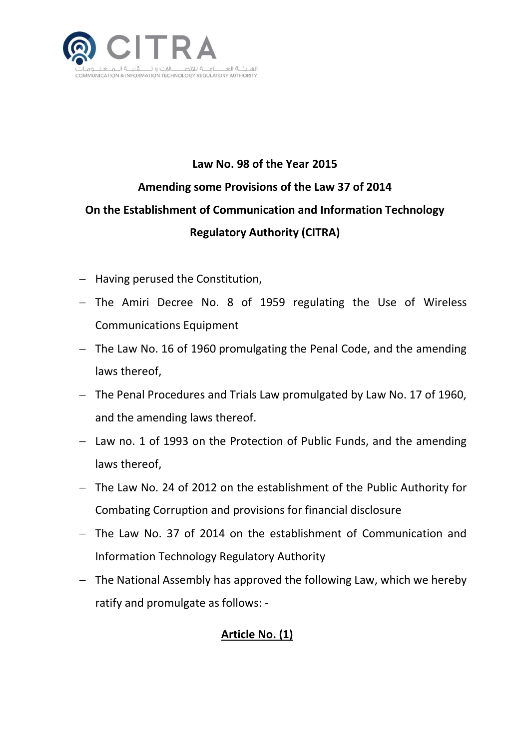**Law No. 98 of the Year 2015**

**Amending some Provisions of the Law 37 of 2014**

**On the Establishment of Communication and Information Technology Regulatory Authority (CITRA)**

- Having perused the Constitution,
- The Amiri Decree No. 8 of 1959 regulating the Use of Wireless Communications Equipment
- The Law No. 16 of 1960 promulgating the Penal Code, and the amending laws thereof,
- The Penal Procedures and Trials Law promulgated by Law No. 17 of 1960, and the amending laws thereof.
- Law no. 1 of 1993 on the Protection of Public Funds, and the amending laws thereof,
- The Law No. 24 of 2012 on the establishment of the Public Authority for Combating Corruption and provisions for financial disclosure
- The Law No. 37 of 2014 on the establishment of Communication and Information Technology Regulatory Authority
- The National Assembly has approved the following Law, which we hereby ratify and promulgate as follows: -

**<u>Article No. (1)</u>**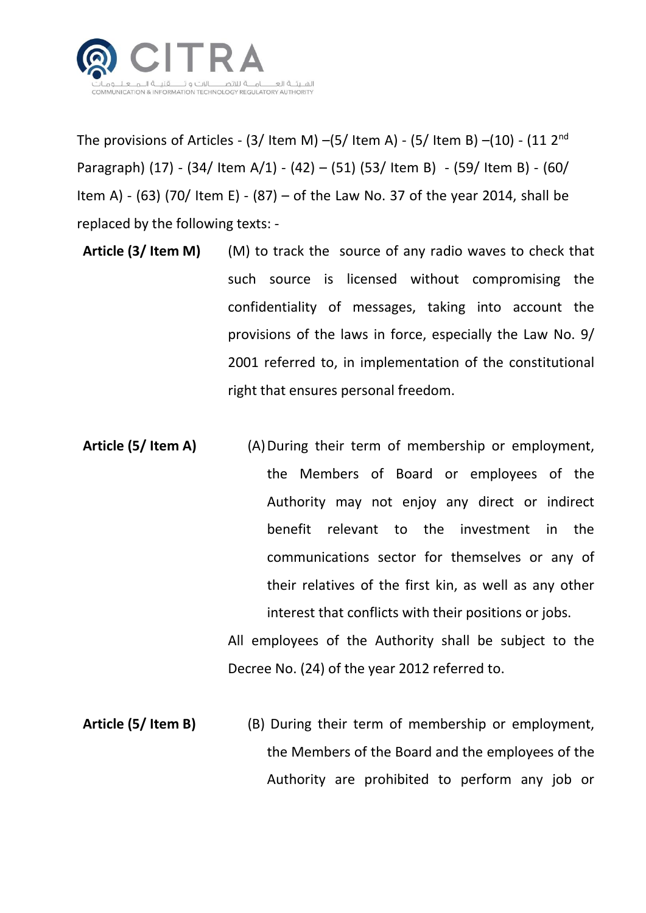The provisions of Articles - (3/ Item M) –(5/ Item A) - (5/ Item B) –(10) - (11 2nd Paragraph) (17) - (34/ Item A/1) - (42) – (51) (53/ Item B) - (59/ Item B) - (60/ Item A) - (63) (70/ Item E) - (87) – of the Law No. 37 of the year 2014, shall be replaced by the following texts: -

**Article (3/ Item M)** (M) to track the source of any radio waves to check that such source is licensed without compromising the confidentiality of messages, taking into account the provisions of the laws in force, especially the Law No. 9/ 2001 referred to, in implementation of the constitutional right that ensures personal freedom.

**Article (5/ Item A)** (A) During their term of membership or employment, the Members of Board or employees of the Authority may not enjoy any direct or indirect benefit relevant to the investment in the communications sector for themselves or any of their relatives of the first kin, as well as any other interest that conflicts with their positions or jobs.

All employees of the Authority shall be subject to the Decree No. (24) of the year 2012 referred to.

**Article (5/ Item B)** (B) During their term of membership or employment, the Members of the Board and the employees of the Authority are prohibited to perform any job or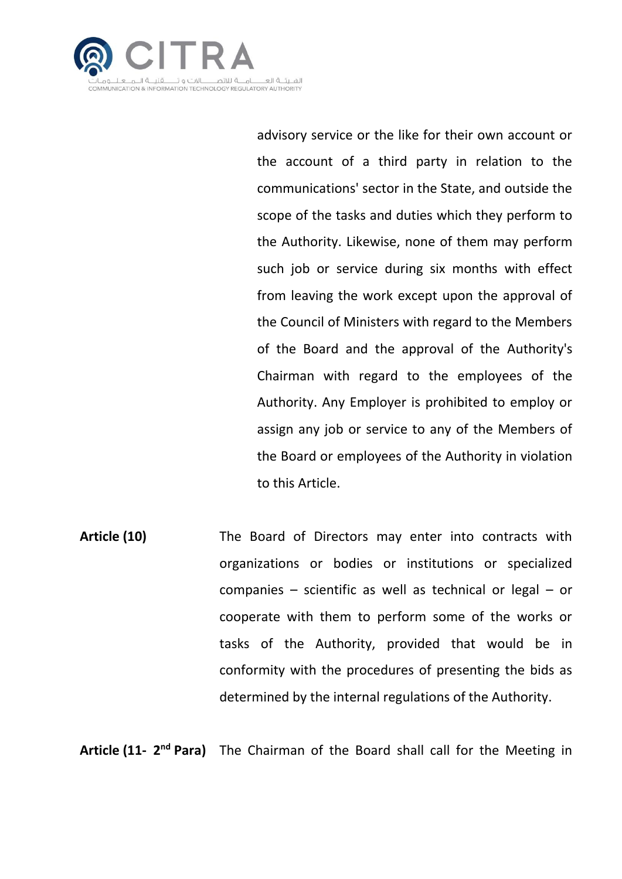advisory service or the like for their own account or the account of a third party in relation to the communications' sector in the State, and outside the scope of the tasks and duties which they perform to the Authority. Likewise, none of them may perform such job or service during six months with effect from leaving the work except upon the approval of the Council of Ministers with regard to the Members of the Board and the approval of the Authority's Chairman with regard to the employees of the Authority. Any Employer is prohibited to employ or assign any job or service to any of the Members of the Board or employees of the Authority in violation to this Article.

**Article (10)** The Board of Directors may enter into contracts with organizations or bodies or institutions or specialized companies – scientific as well as technical or legal – or cooperate with them to perform some of the works or tasks of the Authority, provided that would be in conformity with the procedures of presenting the bids as determined by the internal regulations of the Authority.

**Article (11- 2nd Para)** The Chairman of the Board shall call for the Meeting in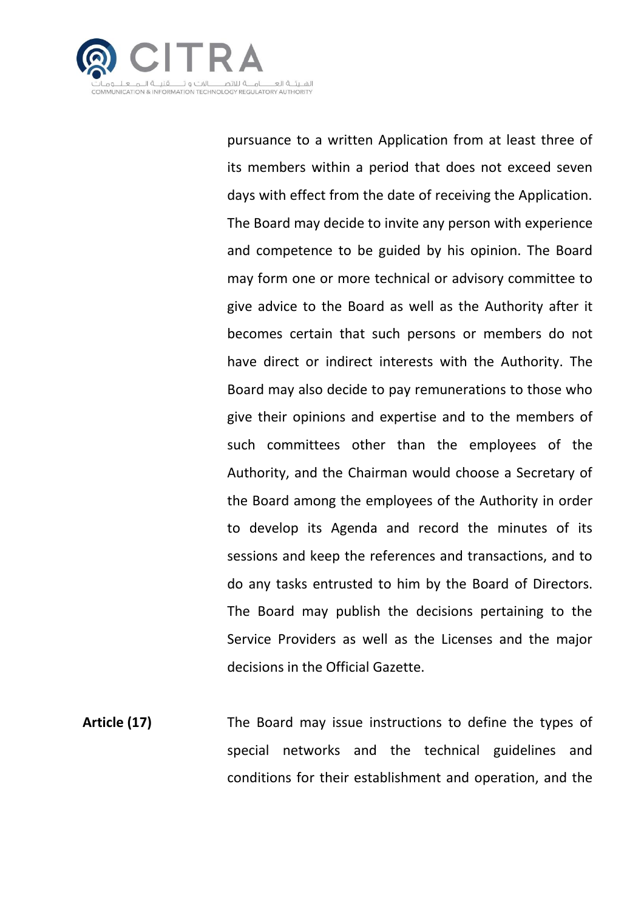pursuance to a written Application from at least three of its members within a period that does not exceed seven days with effect from the date of receiving the Application. The Board may decide to invite any person with experience and competence to be guided by his opinion. The Board may form one or more technical or advisory committee to give advice to the Board as well as the Authority after it becomes certain that such persons or members do not have direct or indirect interests with the Authority. The Board may also decide to pay remunerations to those who give their opinions and expertise and to the members of such committees other than the employees of the Authority, and the Chairman would choose a Secretary of the Board among the employees of the Authority in order to develop its Agenda and record the minutes of its sessions and keep the references and transactions, and to do any tasks entrusted to him by the Board of Directors. The Board may publish the decisions pertaining to the Service Providers as well as the Licenses and the major decisions in the Official Gazette.

**Article (17)**

The Board may issue instructions to define the types of special networks and the technical guidelines and conditions for their establishment and operation, and the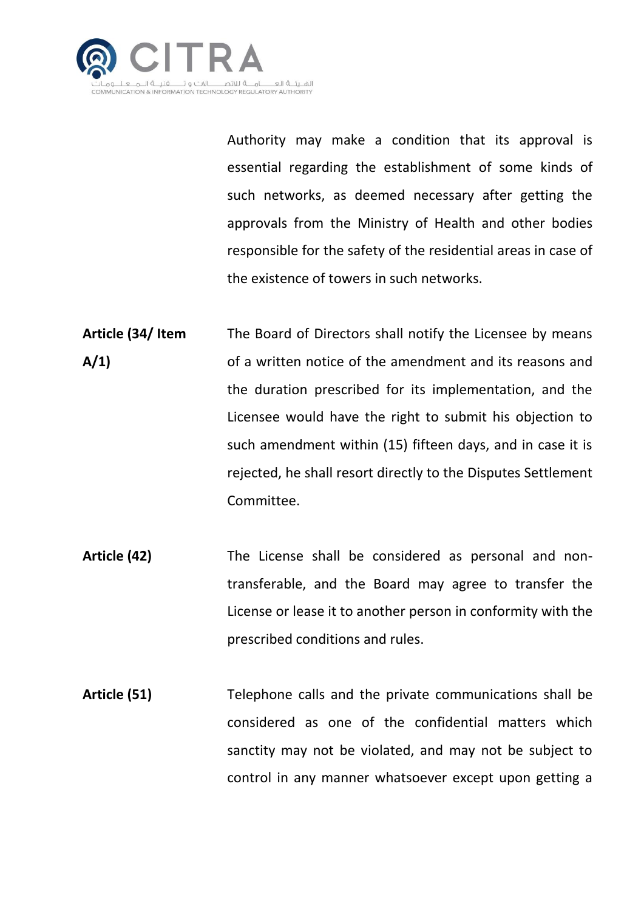Authority may make a condition that its approval is essential regarding the establishment of some kinds of such networks, as deemed necessary after getting the approvals from the Ministry of Health and other bodies responsible for the safety of the residential areas in case of the existence of towers in such networks.

**Article (34/ Item A/1)**

The Board of Directors shall notify the Licensee by means of a written notice of the amendment and its reasons and the duration prescribed for its implementation, and the Licensee would have the right to submit his objection to such amendment within (15) fifteen days, and in case it is rejected, he shall resort directly to the Disputes Settlement Committee.

**Article (42)**

The License shall be considered as personal and non-transferable, and the Board may agree to transfer the License or lease it to another person in conformity with the prescribed conditions and rules.

**Article (51)**

Telephone calls and the private communications shall be considered as one of the confidential matters which sanctity may not be violated, and may not be subject to control in any manner whatsoever except upon getting a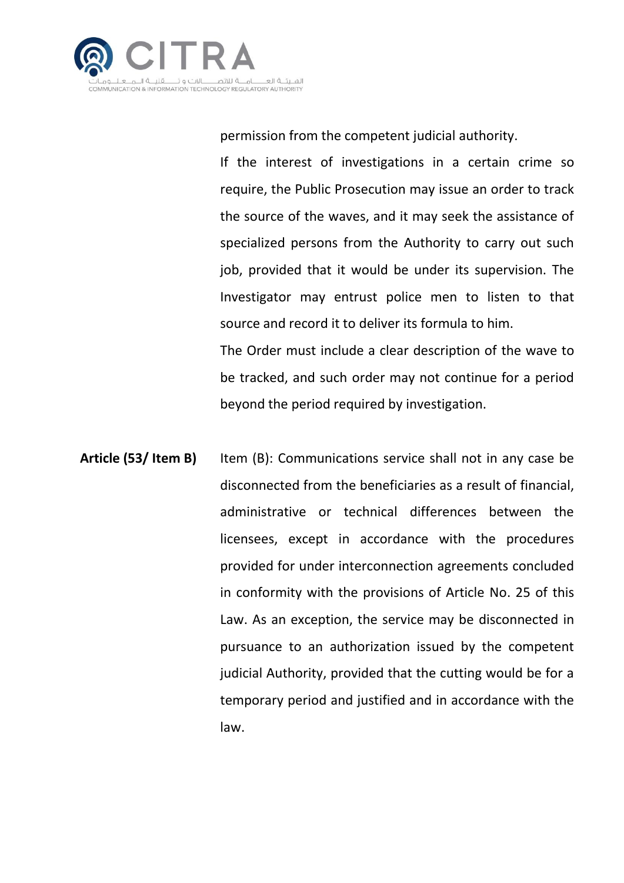permission from the competent judicial authority.

If the interest of investigations in a certain crime so require, the Public Prosecution may issue an order to track the source of the waves, and it may seek the assistance of specialized persons from the Authority to carry out such job, provided that it would be under its supervision. The Investigator may entrust police men to listen to that source and record it to deliver its formula to him.

The Order must include a clear description of the wave to be tracked, and such order may not continue for a period beyond the period required by investigation.

**Article (53/ Item B)** Item (B): Communications service shall not in any case be disconnected from the beneficiaries as a result of financial, administrative or technical differences between the licensees, except in accordance with the procedures provided for under interconnection agreements concluded in conformity with the provisions of Article No. 25 of this Law. As an exception, the service may be disconnected in pursuance to an authorization issued by the competent judicial Authority, provided that the cutting would be for a temporary period and justified and in accordance with the law.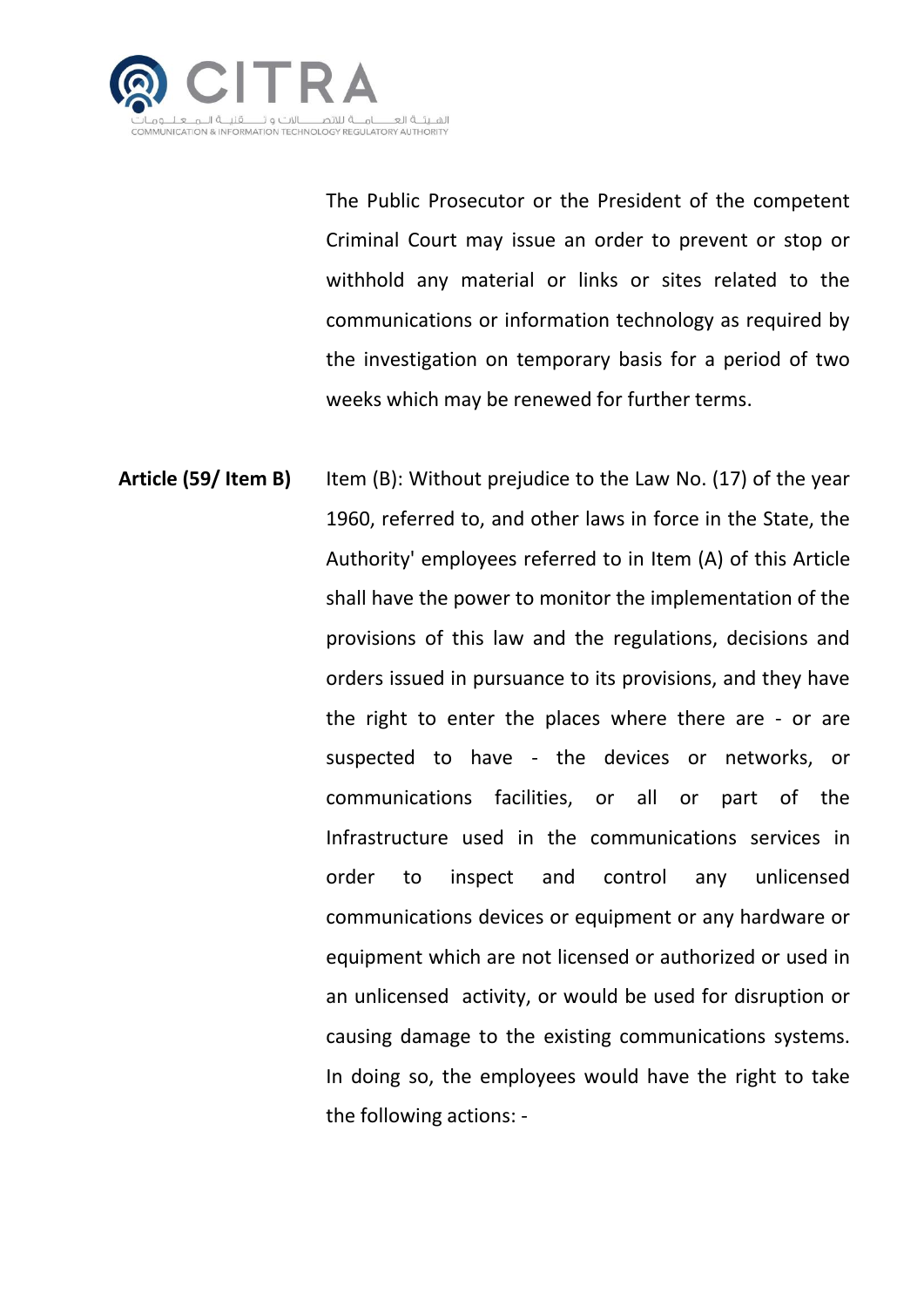The Public Prosecutor or the President of the competent Criminal Court may issue an order to prevent or stop or withhold any material or links or sites related to the communications or information technology as required by the investigation on temporary basis for a period of two weeks which may be renewed for further terms.

**Article (59/ Item B)**

Item (B): Without prejudice to the Law No. (17) of the year 1960, referred to, and other laws in force in the State, the Authority' employees referred to in Item (A) of this Article shall have the power to monitor the implementation of the provisions of this law and the regulations, decisions and orders issued in pursuance to its provisions, and they have the right to enter the places where there are - or are suspected to have - the devices or networks, or communications facilities, or all or part of the Infrastructure used in the communications services in order to inspect and control any unlicensed communications devices or equipment or any hardware or equipment which are not licensed or authorized or used in an unlicensed activity, or would be used for disruption or causing damage to the existing communications systems. In doing so, the employees would have the right to take the following actions: -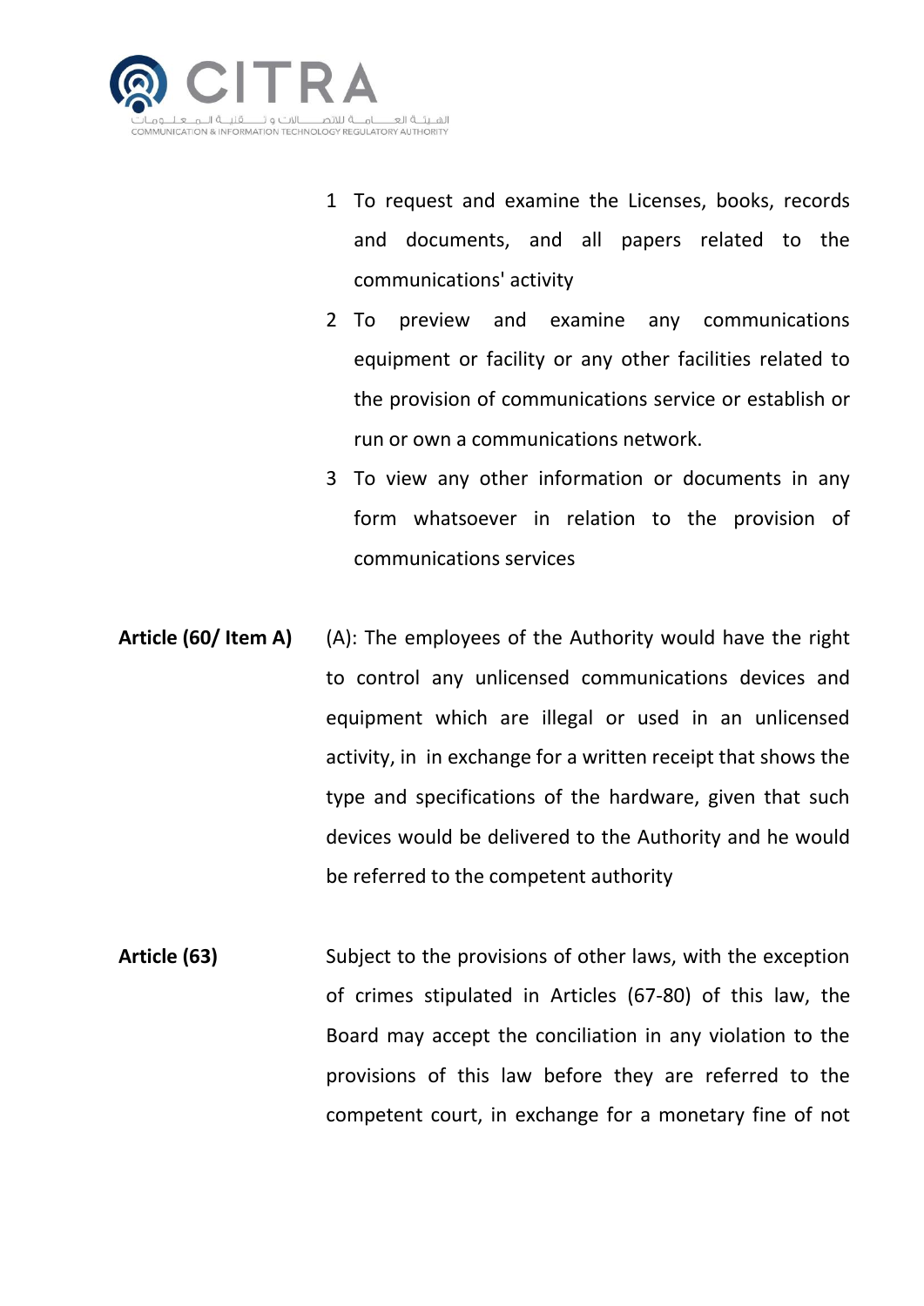1. To request and examine the Licenses, books, records and documents, and all papers related to the communications' activity
2. To preview and examine any communications equipment or facility or any other facilities related to the provision of communications service or establish or run or own a communications network.
3. To view any other information or documents in any form whatsoever in relation to the provision of communications services

**Article (60/ Item A)** (A): The employees of the Authority would have the right to control any unlicensed communications devices and equipment which are illegal or used in an unlicensed activity, in in exchange for a written receipt that shows the type and specifications of the hardware, given that such devices would be delivered to the Authority and he would be referred to the competent authority

**Article (63)** Subject to the provisions of other laws, with the exception of crimes stipulated in Articles (67-80) of this law, the Board may accept the conciliation in any violation to the provisions of this law before they are referred to the competent court, in exchange for a monetary fine of not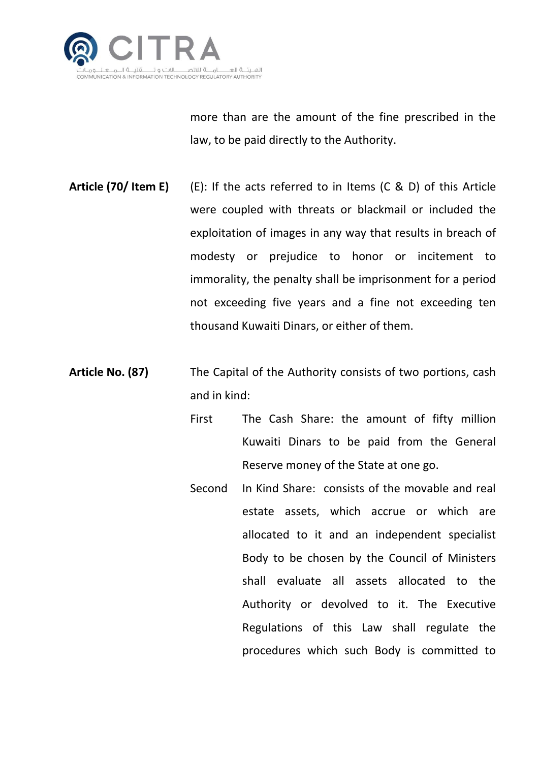more than are the amount of the fine prescribed in the law, to be paid directly to the Authority.

**Article (70/ Item E)** (E): If the acts referred to in Items (C & D) of this Article were coupled with threats or blackmail or included the exploitation of images in any way that results in breach of modesty or prejudice to honor or incitement to immorality, the penalty shall be imprisonment for a period not exceeding five years and a fine not exceeding ten thousand Kuwaiti Dinars, or either of them.

**Article No. (87)** The Capital of the Authority consists of two portions, cash and in kind:

First The Cash Share: the amount of fifty million Kuwaiti Dinars to be paid from the General Reserve money of the State at one go.

Second In Kind Share: consists of the movable and real estate assets, which accrue or which are allocated to it and an independent specialist Body to be chosen by the Council of Ministers shall evaluate all assets allocated to the Authority or devolved to it. The Executive Regulations of this Law shall regulate the procedures which such Body is committed to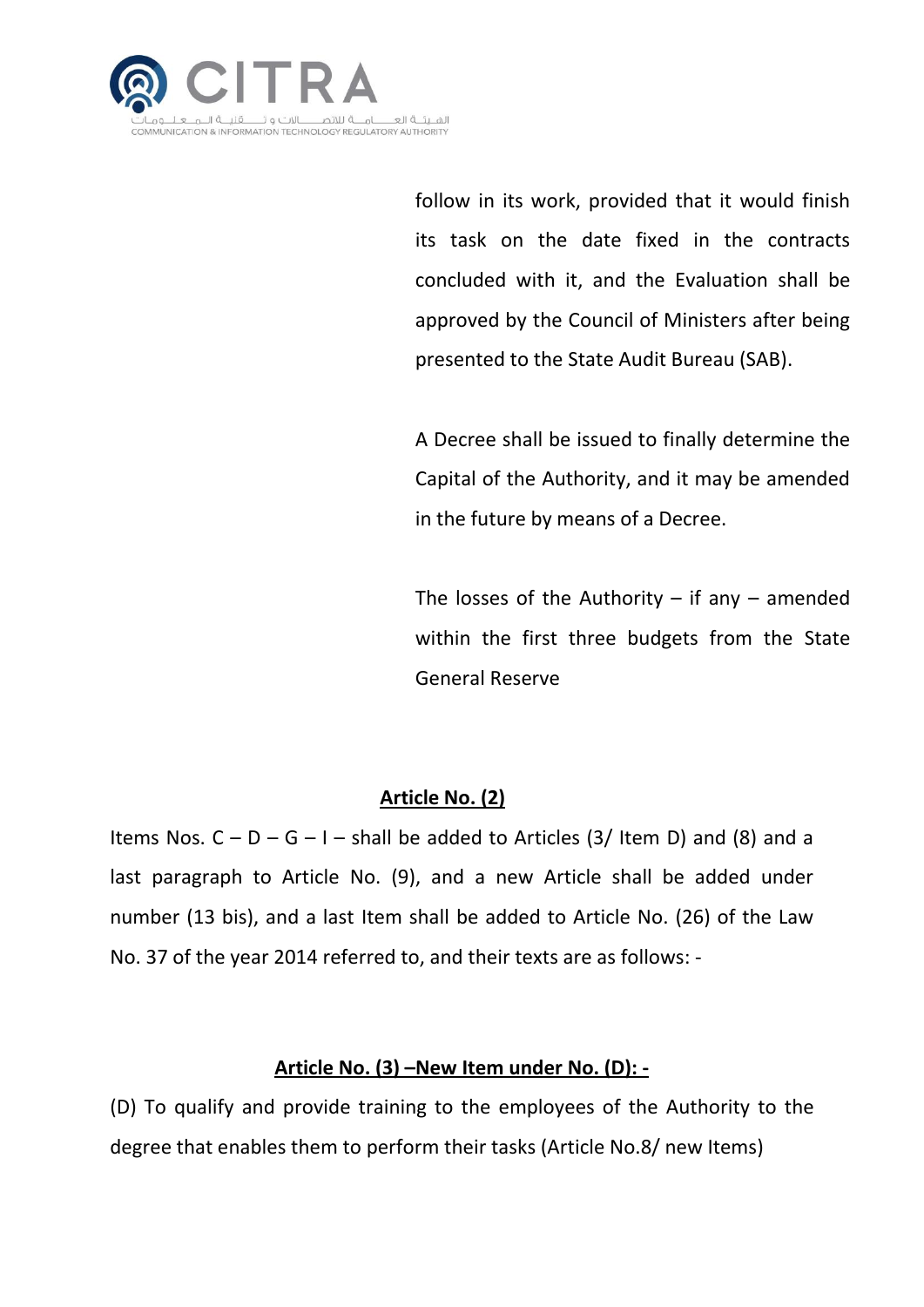follow in its work, provided that it would finish its task on the date fixed in the contracts concluded with it, and the Evaluation shall be approved by the Council of Ministers after being presented to the State Audit Bureau (SAB).

A Decree shall be issued to finally determine the Capital of the Authority, and it may be amended in the future by means of a Decree.

The losses of the Authority – if any – amended within the first three budgets from the State General Reserve

**Article No. (2)**

Items Nos. C – D – G – I – shall be added to Articles (3/ Item D) and (8) and a last paragraph to Article No. (9), and a new Article shall be added under number (13 bis), and a last Item shall be added to Article No. (26) of the Law No. 37 of the year 2014 referred to, and their texts are as follows: -

**Article No. (3) –New Item under No. (D): -**

(D) To qualify and provide training to the employees of the Authority to the degree that enables them to perform their tasks (Article No.8/ new Items)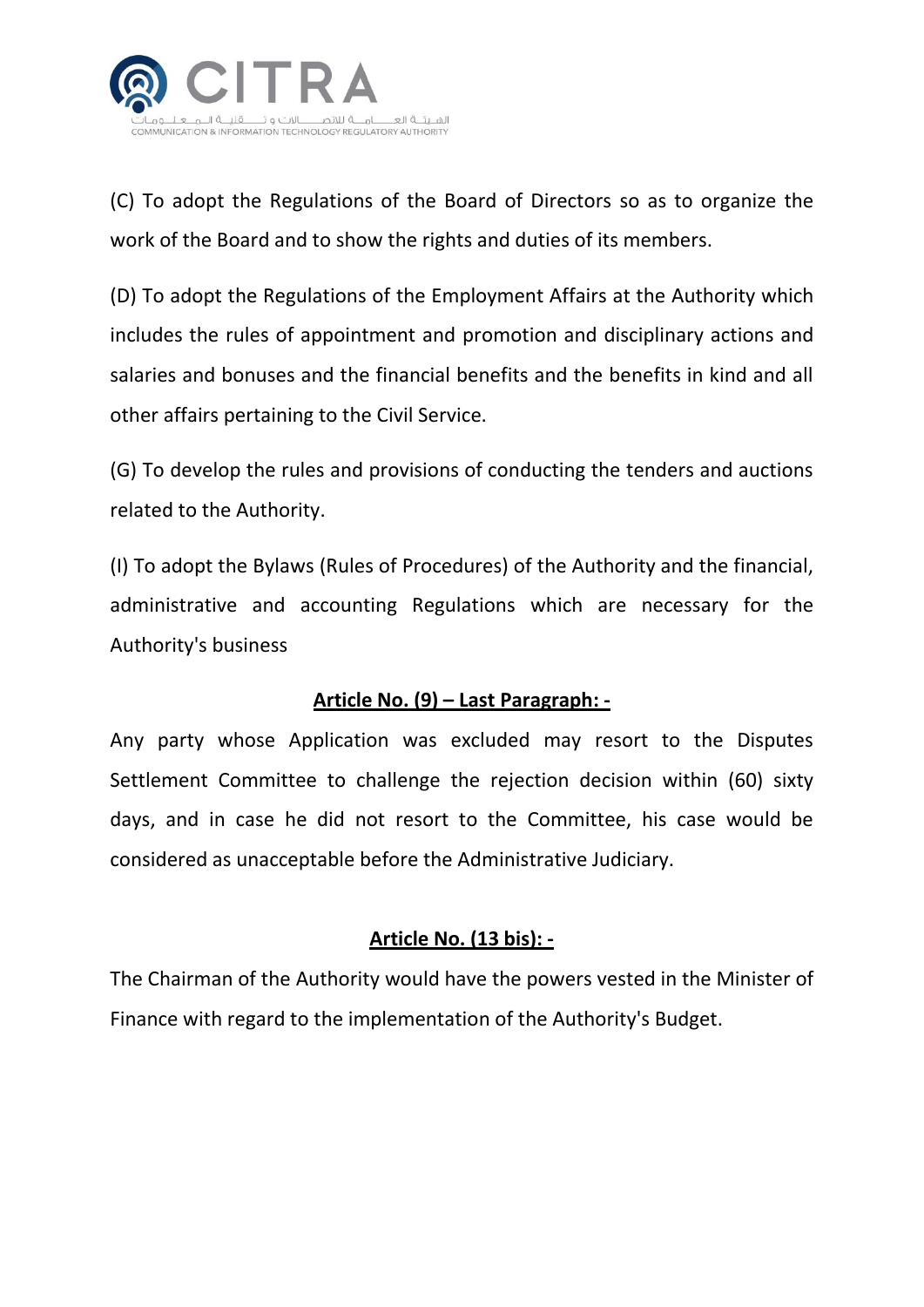(C) To adopt the Regulations of the Board of Directors so as to organize the work of the Board and to show the rights and duties of its members.

(D) To adopt the Regulations of the Employment Affairs at the Authority which includes the rules of appointment and promotion and disciplinary actions and salaries and bonuses and the financial benefits and the benefits in kind and all other affairs pertaining to the Civil Service.

(G) To develop the rules and provisions of conducting the tenders and auctions related to the Authority.

(I) To adopt the Bylaws (Rules of Procedures) of the Authority and the financial, administrative and accounting Regulations which are necessary for the Authority's business

## Article No. (9) – Last Paragraph: -

Any party whose Application was excluded may resort to the Disputes Settlement Committee to challenge the rejection decision within (60) sixty days, and in case he did not resort to the Committee, his case would be considered as unacceptable before the Administrative Judiciary.

## Article No. (13 bis): -

The Chairman of the Authority would have the powers vested in the Minister of Finance with regard to the implementation of the Authority's Budget.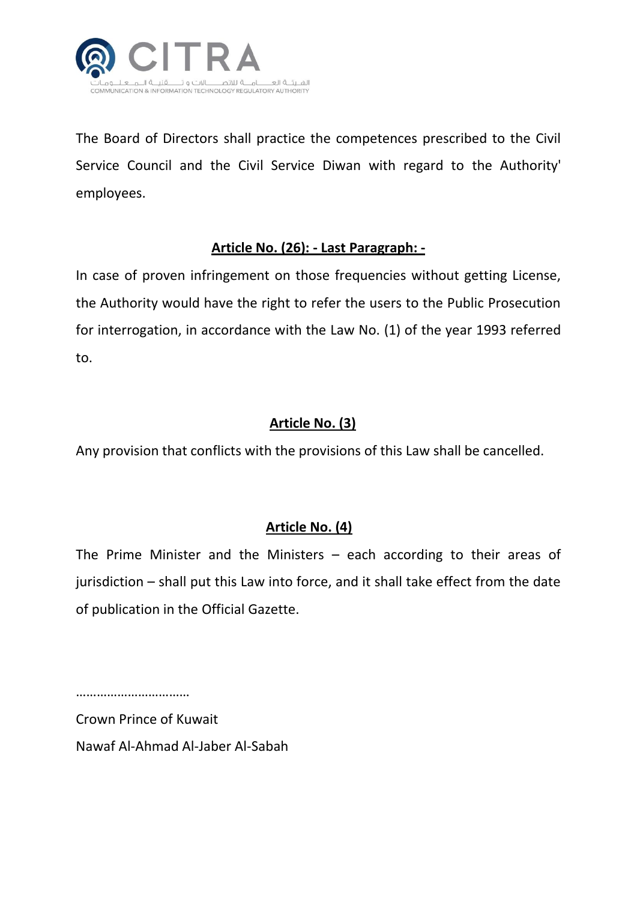The Board of Directors shall practice the competences prescribed to the Civil Service Council and the Civil Service Diwan with regard to the Authority' employees.

## **Article No. (26): - Last Paragraph: -**

In case of proven infringement on those frequencies without getting License, the Authority would have the right to refer the users to the Public Prosecution for interrogation, in accordance with the Law No. (1) of the year 1993 referred to.

## **Article No. (3)**

Any provision that conflicts with the provisions of this Law shall be cancelled.

## **Article No. (4)**

The Prime Minister and the Ministers – each according to their areas of jurisdiction – shall put this Law into force, and it shall take effect from the date of publication in the Official Gazette.

……………………………

Crown Prince of Kuwait

Nawaf Al-Ahmad Al-Jaber Al-Sabah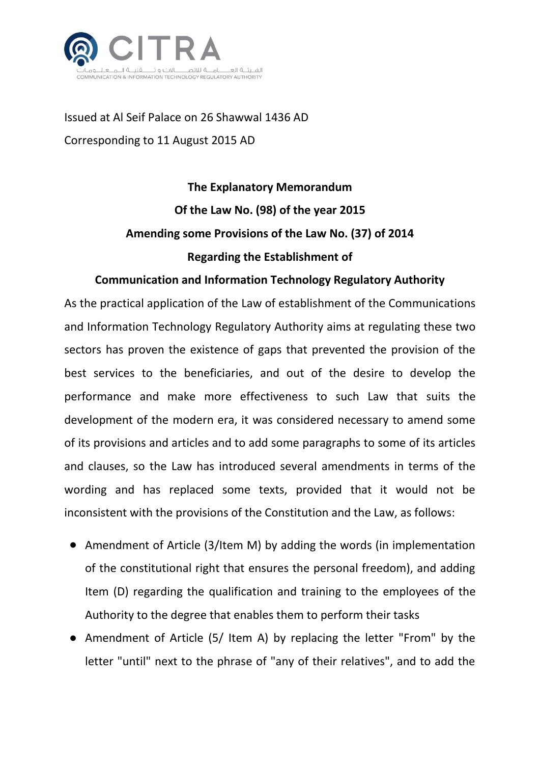Issued at Al Seif Palace on 26 Shawwal 1436 AD

Corresponding to 11 August 2015 AD

**The Explanatory Memorandum**

**Of the Law No. (98) of the year 2015**

**Amending some Provisions of the Law No. (37) of 2014**

**Regarding the Establishment of**

**Communication and Information Technology Regulatory Authority**

As the practical application of the Law of establishment of the Communications and Information Technology Regulatory Authority aims at regulating these two sectors has proven the existence of gaps that prevented the provision of the best services to the beneficiaries, and out of the desire to develop the performance and make more effectiveness to such Law that suits the development of the modern era, it was considered necessary to amend some of its provisions and articles and to add some paragraphs to some of its articles and clauses, so the Law has introduced several amendments in terms of the wording and has replaced some texts, provided that it would not be inconsistent with the provisions of the Constitution and the Law, as follows:

- Amendment of Article (3/Item M) by adding the words (in implementation of the constitutional right that ensures the personal freedom), and adding Item (D) regarding the qualification and training to the employees of the Authority to the degree that enables them to perform their tasks
- Amendment of Article (5/ Item A) by replacing the letter "From" by the letter "until" next to the phrase of "any of their relatives", and to add the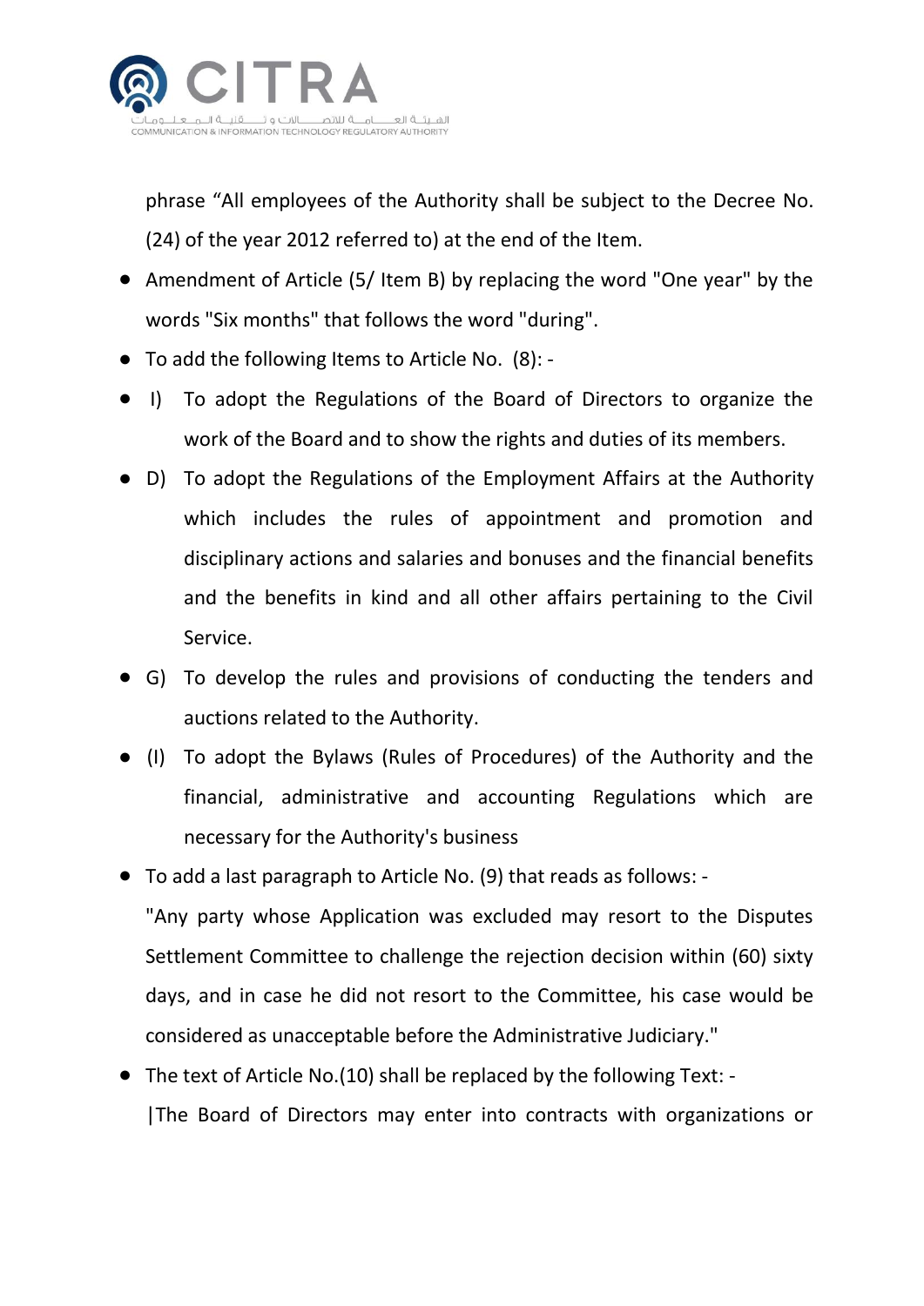phrase “All employees of the Authority shall be subject to the Decree No. (24) of the year 2012 referred to) at the end of the Item.

- Amendment of Article (5/ Item B) by replacing the word "One year" by the words "Six months" that follows the word "during".
- To add the following Items to Article No. (8): -
- I) To adopt the Regulations of the Board of Directors to organize the work of the Board and to show the rights and duties of its members.
- D) To adopt the Regulations of the Employment Affairs at the Authority which includes the rules of appointment and promotion and disciplinary actions and salaries and bonuses and the financial benefits and the benefits in kind and all other affairs pertaining to the Civil Service.
- G) To develop the rules and provisions of conducting the tenders and auctions related to the Authority.
- (I) To adopt the Bylaws (Rules of Procedures) of the Authority and the financial, administrative and accounting Regulations which are necessary for the Authority's business
- To add a last paragraph to Article No. (9) that reads as follows: -

  "Any party whose Application was excluded may resort to the Disputes Settlement Committee to challenge the rejection decision within (60) sixty days, and in case he did not resort to the Committee, his case would be considered as unacceptable before the Administrative Judiciary."
- The text of Article No.(10) shall be replaced by the following Text: -

  |The Board of Directors may enter into contracts with organizations or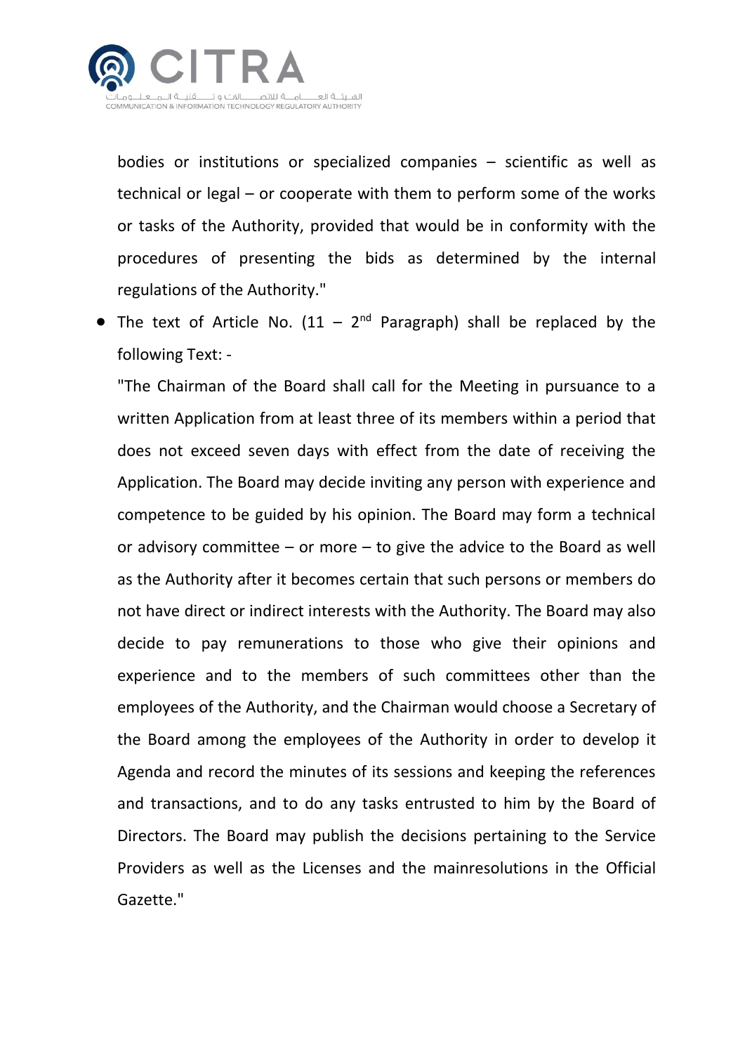bodies or institutions or specialized companies – scientific as well as technical or legal – or cooperate with them to perform some of the works or tasks of the Authority, provided that would be in conformity with the procedures of presenting the bids as determined by the internal regulations of the Authority."

- The text of Article No. (11 – 2nd Paragraph) shall be replaced by the following Text: -

  "The Chairman of the Board shall call for the Meeting in pursuance to a written Application from at least three of its members within a period that does not exceed seven days with effect from the date of receiving the Application. The Board may decide inviting any person with experience and competence to be guided by his opinion. The Board may form a technical or advisory committee – or more – to give the advice to the Board as well as the Authority after it becomes certain that such persons or members do not have direct or indirect interests with the Authority. The Board may also decide to pay remunerations to those who give their opinions and experience and to the members of such committees other than the employees of the Authority, and the Chairman would choose a Secretary of the Board among the employees of the Authority in order to develop it Agenda and record the minutes of its sessions and keeping the references and transactions, and to do any tasks entrusted to him by the Board of Directors. The Board may publish the decisions pertaining to the Service Providers as well as the Licenses and the mainresolutions in the Official Gazette."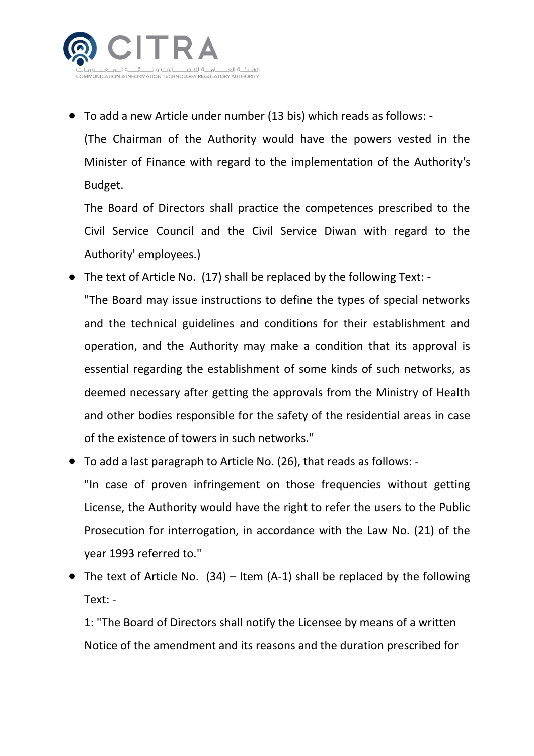- To add a new Article under number (13 bis) which reads as follows: -

  (The Chairman of the Authority would have the powers vested in the Minister of Finance with regard to the implementation of the Authority's Budget.

  The Board of Directors shall practice the competences prescribed to the Civil Service Council and the Civil Service Diwan with regard to the Authority' employees.)

- The text of Article No. (17) shall be replaced by the following Text: -

  "The Board may issue instructions to define the types of special networks and the technical guidelines and conditions for their establishment and operation, and the Authority may make a condition that its approval is essential regarding the establishment of some kinds of such networks, as deemed necessary after getting the approvals from the Ministry of Health and other bodies responsible for the safety of the residential areas in case of the existence of towers in such networks."

- To add a last paragraph to Article No. (26), that reads as follows: -

  "In case of proven infringement on those frequencies without getting License, the Authority would have the right to refer the users to the Public Prosecution for interrogation, in accordance with the Law No. (21) of the year 1993 referred to."

- The text of Article No. (34) – Item (A-1) shall be replaced by the following Text: -

  1: "The Board of Directors shall notify the Licensee by means of a written Notice of the amendment and its reasons and the duration prescribed for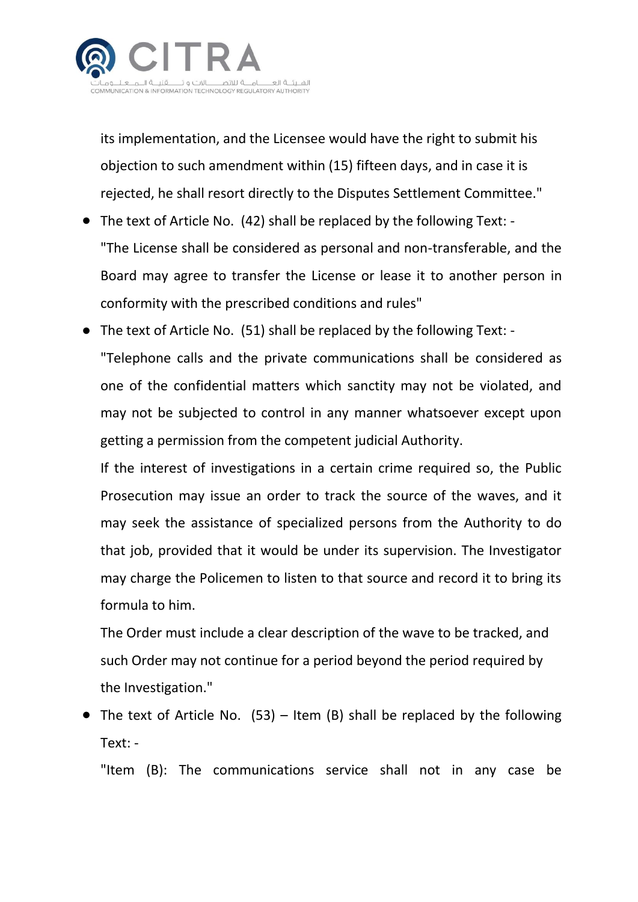its implementation, and the Licensee would have the right to submit his objection to such amendment within (15) fifteen days, and in case it is rejected, he shall resort directly to the Disputes Settlement Committee."

- The text of Article No. (42) shall be replaced by the following Text: -
  "The License shall be considered as personal and non-transferable, and the Board may agree to transfer the License or lease it to another person in conformity with the prescribed conditions and rules"
- The text of Article No. (51) shall be replaced by the following Text: -
  "Telephone calls and the private communications shall be considered as one of the confidential matters which sanctity may not be violated, and may not be subjected to control in any manner whatsoever except upon getting a permission from the competent judicial Authority.
  If the interest of investigations in a certain crime required so, the Public Prosecution may issue an order to track the source of the waves, and it may seek the assistance of specialized persons from the Authority to do that job, provided that it would be under its supervision. The Investigator may charge the Policemen to listen to that source and record it to bring its formula to him.
  The Order must include a clear description of the wave to be tracked, and such Order may not continue for a period beyond the period required by the Investigation."
- The text of Article No. (53) – Item (B) shall be replaced by the following Text: -
  "Item (B): The communications service shall not in any case be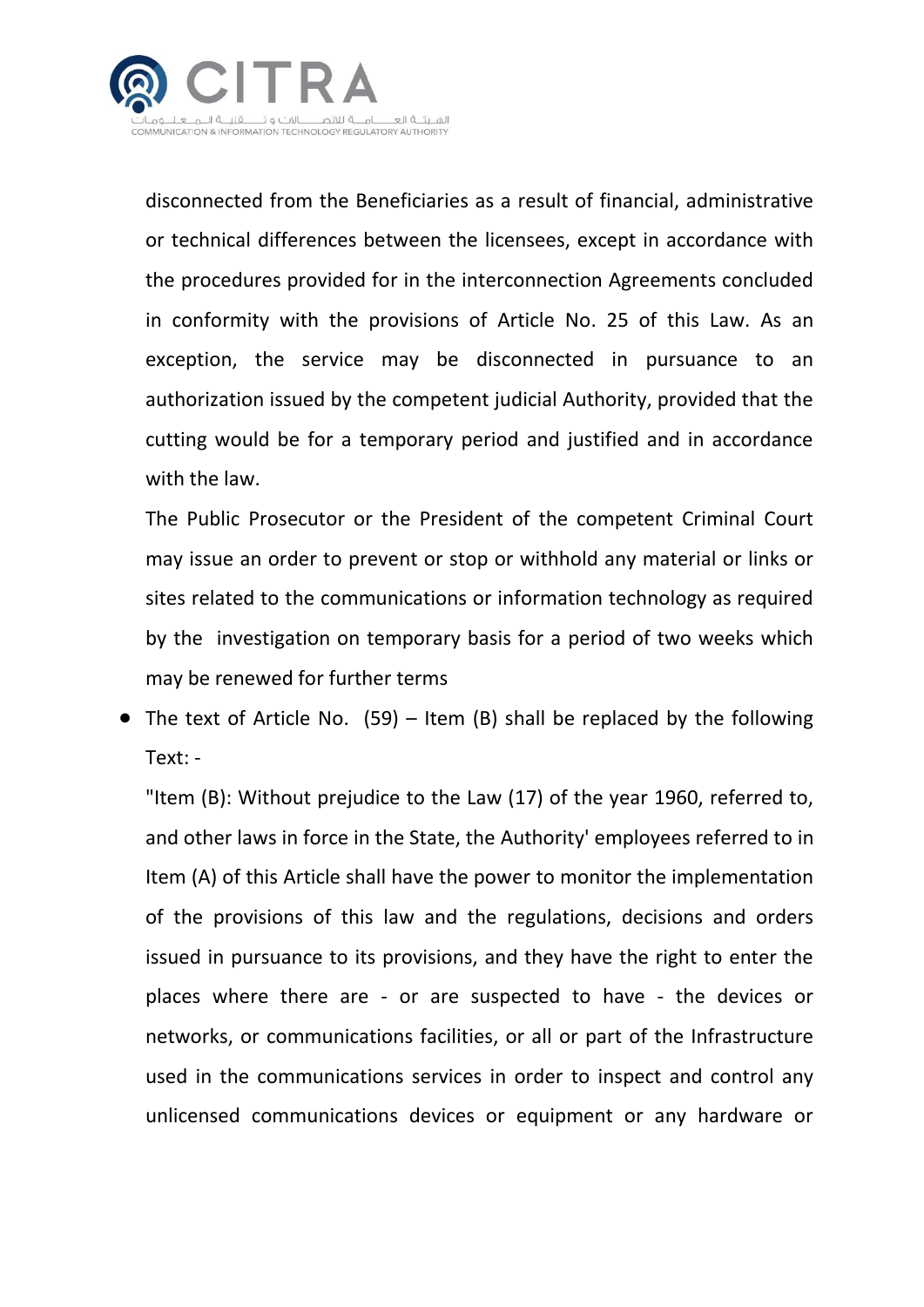disconnected from the Beneficiaries as a result of financial, administrative or technical differences between the licensees, except in accordance with the procedures provided for in the interconnection Agreements concluded in conformity with the provisions of Article No. 25 of this Law. As an exception, the service may be disconnected in pursuance to an authorization issued by the competent judicial Authority, provided that the cutting would be for a temporary period and justified and in accordance with the law.

The Public Prosecutor or the President of the competent Criminal Court may issue an order to prevent or stop or withhold any material or links or sites related to the communications or information technology as required by the investigation on temporary basis for a period of two weeks which may be renewed for further terms

- The text of Article No. (59) – Item (B) shall be replaced by the following Text: -

  "Item (B): Without prejudice to the Law (17) of the year 1960, referred to, and other laws in force in the State, the Authority' employees referred to in Item (A) of this Article shall have the power to monitor the implementation of the provisions of this law and the regulations, decisions and orders issued in pursuance to its provisions, and they have the right to enter the places where there are - or are suspected to have - the devices or networks, or communications facilities, or all or part of the Infrastructure used in the communications services in order to inspect and control any unlicensed communications devices or equipment or any hardware or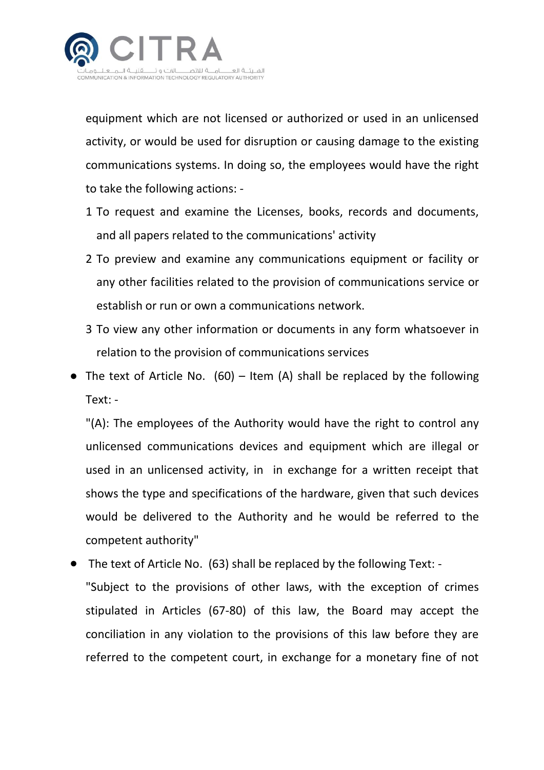equipment which are not licensed or authorized or used in an unlicensed activity, or would be used for disruption or causing damage to the existing communications systems. In doing so, the employees would have the right to take the following actions: -

1 To request and examine the Licenses, books, records and documents, and all papers related to the communications' activity

2 To preview and examine any communications equipment or facility or any other facilities related to the provision of communications service or establish or run or own a communications network.

3 To view any other information or documents in any form whatsoever in relation to the provision of communications services

- The text of Article No. (60) – Item (A) shall be replaced by the following Text: -

  "(A): The employees of the Authority would have the right to control any unlicensed communications devices and equipment which are illegal or used in an unlicensed activity, in in exchange for a written receipt that shows the type and specifications of the hardware, given that such devices would be delivered to the Authority and he would be referred to the competent authority"

- The text of Article No. (63) shall be replaced by the following Text: -

  "Subject to the provisions of other laws, with the exception of crimes stipulated in Articles (67-80) of this law, the Board may accept the conciliation in any violation to the provisions of this law before they are referred to the competent court, in exchange for a monetary fine of not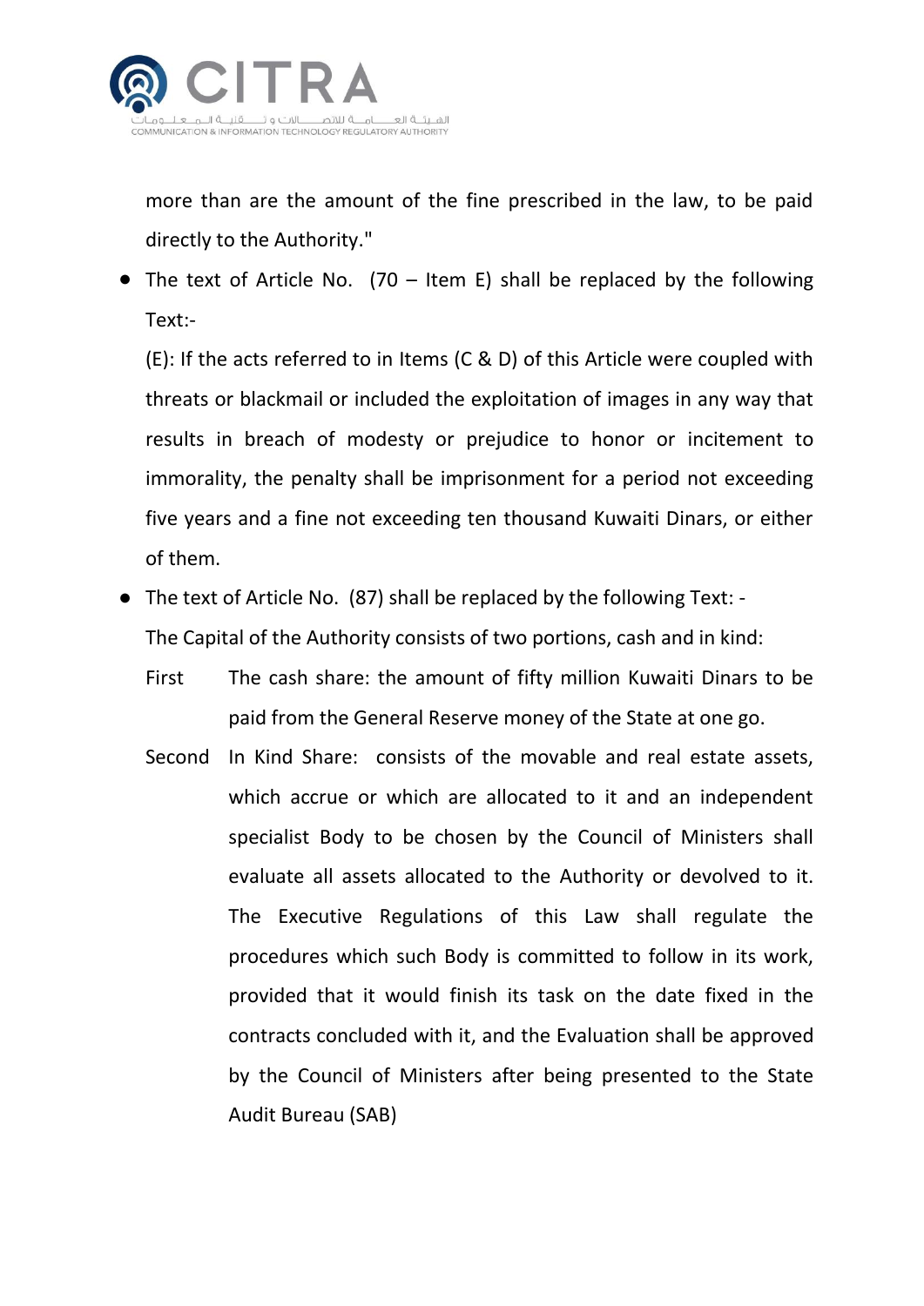more than are the amount of the fine prescribed in the law, to be paid directly to the Authority."

- The text of Article No. (70 – Item E) shall be replaced by the following Text:-

  (E): If the acts referred to in Items (C & D) of this Article were coupled with threats or blackmail or included the exploitation of images in any way that results in breach of modesty or prejudice to honor or incitement to immorality, the penalty shall be imprisonment for a period not exceeding five years and a fine not exceeding ten thousand Kuwaiti Dinars, or either of them.

- The text of Article No. (87) shall be replaced by the following Text: -

  The Capital of the Authority consists of two portions, cash and in kind:

  First The cash share: the amount of fifty million Kuwaiti Dinars to be paid from the General Reserve money of the State at one go.

  Second In Kind Share: consists of the movable and real estate assets, which accrue or which are allocated to it and an independent specialist Body to be chosen by the Council of Ministers shall evaluate all assets allocated to the Authority or devolved to it. The Executive Regulations of this Law shall regulate the procedures which such Body is committed to follow in its work, provided that it would finish its task on the date fixed in the contracts concluded with it, and the Evaluation shall be approved by the Council of Ministers after being presented to the State Audit Bureau (SAB)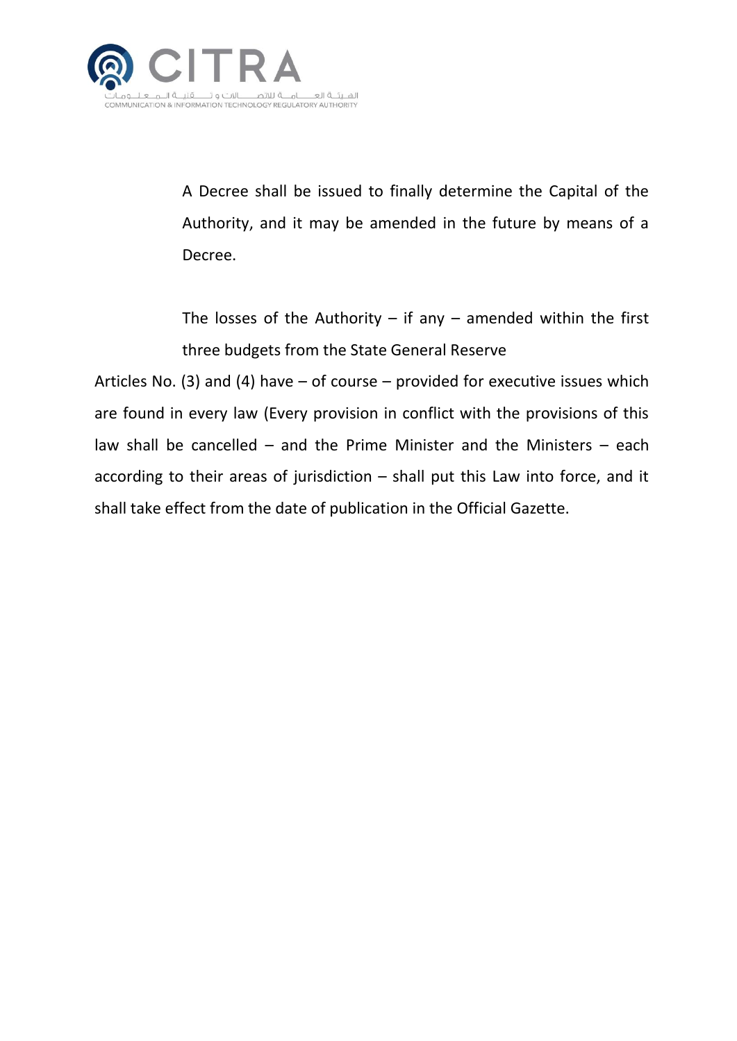A Decree shall be issued to finally determine the Capital of the Authority, and it may be amended in the future by means of a Decree.

The losses of the Authority – if any – amended within the first three budgets from the State General Reserve

Articles No. (3) and (4) have – of course – provided for executive issues which are found in every law (Every provision in conflict with the provisions of this law shall be cancelled – and the Prime Minister and the Ministers – each according to their areas of jurisdiction – shall put this Law into force, and it shall take effect from the date of publication in the Official Gazette.